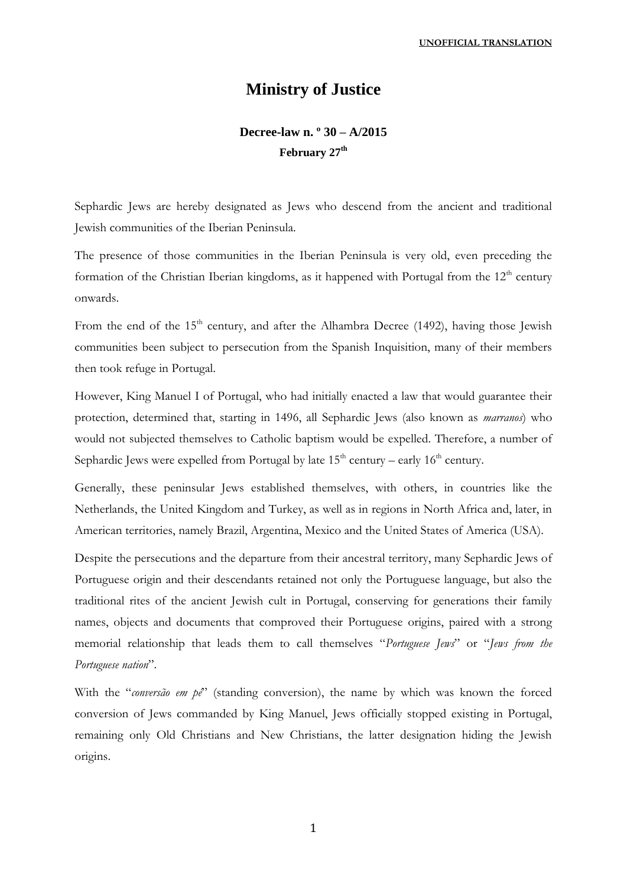**UNOFFICIAL TRANSLATION**

# Ministry of Justice

### Decree-law n. º 30 – A/2015

**February 27th**

Sephardic Jews are hereby designated as Jews who descend from the ancient and traditional Jewish communities of the Iberian Peninsula.

The presence of those communities in the Iberian Peninsula is very old, even preceding the formation of the Christian Iberian kingdoms, as it happened with Portugal from the 12th century onwards.

From the end of the 15th century, and after the Alhambra Decree (1492), having those Jewish communities been subject to persecution from the Spanish Inquisition, many of their members then took refuge in Portugal.

However, King Manuel I of Portugal, who had initially enacted a law that would guarantee their protection, determined that, starting in 1496, all Sephardic Jews (also known as *marranos*) who would not subjected themselves to Catholic baptism would be expelled. Therefore, a number of Sephardic Jews were expelled from Portugal by late 15th century – early 16th century.

Generally, these peninsular Jews established themselves, with others, in countries like the Netherlands, the United Kingdom and Turkey, as well as in regions in North Africa and, later, in American territories, namely Brazil, Argentina, Mexico and the United States of America (USA).

Despite the persecutions and the departure from their ancestral territory, many Sephardic Jews of Portuguese origin and their descendants retained not only the Portuguese language, but also the traditional rites of the ancient Jewish cult in Portugal, conserving for generations their family names, objects and documents that comproved their Portuguese origins, paired with a strong memorial relationship that leads them to call themselves "*Portuguese Jews*" or "*Jews from the Portuguese nation*".

With the "*conversão em pé*" (standing conversion), the name by which was known the forced conversion of Jews commanded by King Manuel, Jews officially stopped existing in Portugal, remaining only Old Christians and New Christians, the latter designation hiding the Jewish origins.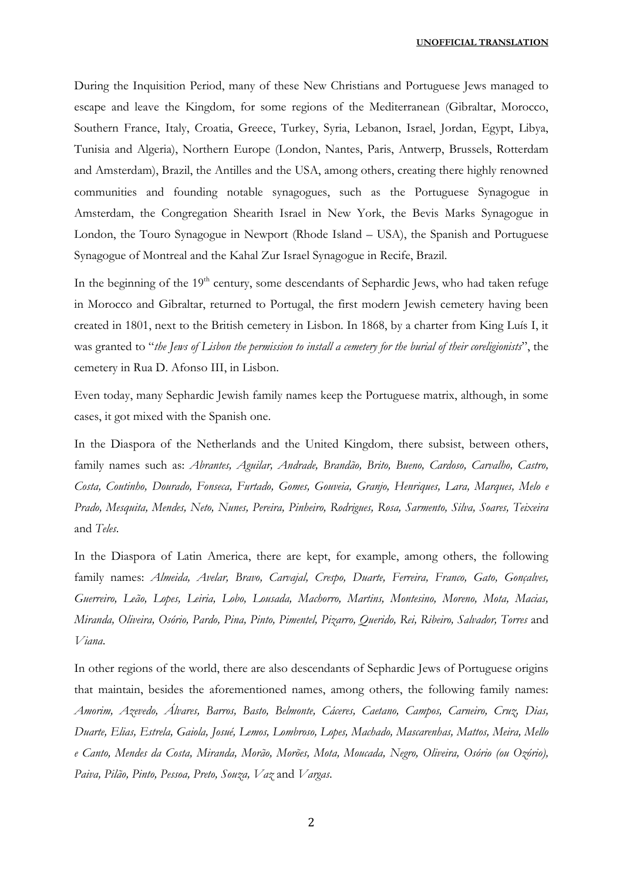During the Inquisition Period, many of these New Christians and Portuguese Jews managed to escape and leave the Kingdom, for some regions of the Mediterranean (Gibraltar, Morocco, Southern France, Italy, Croatia, Greece, Turkey, Syria, Lebanon, Israel, Jordan, Egypt, Libya, Tunisia and Algeria), Northern Europe (London, Nantes, Paris, Antwerp, Brussels, Rotterdam and Amsterdam), Brazil, the Antilles and the USA, among others, creating there highly renowned communities and founding notable synagogues, such as the Portuguese Synagogue in Amsterdam, the Congregation Shearith Israel in New York, the Bevis Marks Synagogue in London, the Touro Synagogue in Newport (Rhode Island – USA), the Spanish and Portuguese Synagogue of Montreal and the Kahal Zur Israel Synagogue in Recife, Brazil.

In the beginning of the 19th century, some descendants of Sephardic Jews, who had taken refuge in Morocco and Gibraltar, returned to Portugal, the first modern Jewish cemetery having been created in 1801, next to the British cemetery in Lisbon. In 1868, by a charter from King Luís I, it was granted to "*the Jews of Lisbon the permission to install a cemetery for the burial of their coreligionists*", the cemetery in Rua D. Afonso III, in Lisbon.

Even today, many Sephardic Jewish family names keep the Portuguese matrix, although, in some cases, it got mixed with the Spanish one.

In the Diaspora of the Netherlands and the United Kingdom, there subsist, between others, family names such as: *Abrantes, Aguilar, Andrade, Brandão, Brito, Bueno, Cardoso, Carvalho, Castro, Costa, Coutinho, Dourado, Fonseca, Furtado, Gomes, Gouveia, Granjo, Henriques, Lara, Marques, Melo e Prado, Mesquita, Mendes, Neto, Nunes, Pereira, Pinheiro, Rodrigues, Rosa, Sarmento, Silva, Soares, Teixeira* and *Teles*.

In the Diaspora of Latin America, there are kept, for example, among others, the following family names: *Almeida, Avelar, Bravo, Carvajal, Crespo, Duarte, Ferreira, Franco, Gato, Gonçalves, Guerreiro, Leão, Lopes, Leiria, Lobo, Lousada, Machorro, Martins, Montesino, Moreno, Mota, Macias, Miranda, Oliveira, Osório, Pardo, Pina, Pinto, Pimentel, Pizarro, Querido, Rei, Ribeiro, Salvador, Torres* and *Viana*.

In other regions of the world, there are also descendants of Sephardic Jews of Portuguese origins that maintain, besides the aforementioned names, among others, the following family names: *Amorim, Azevedo, Álvares, Barros, Basto, Belmonte, Cáceres, Caetano, Campos, Carneiro, Cruz, Dias, Duarte, Elias, Estrela, Gaiola, Josué, Lemos, Lombroso, Lopes, Machado, Mascarenhas, Mattos, Meira, Mello e Canto, Mendes da Costa, Miranda, Morão, Morões, Mota, Moucada, Negro, Oliveira, Osório (ou Ozório), Paiva, Pilão, Pinto, Pessoa, Preto, Souza, Vaz* and *Vargas*.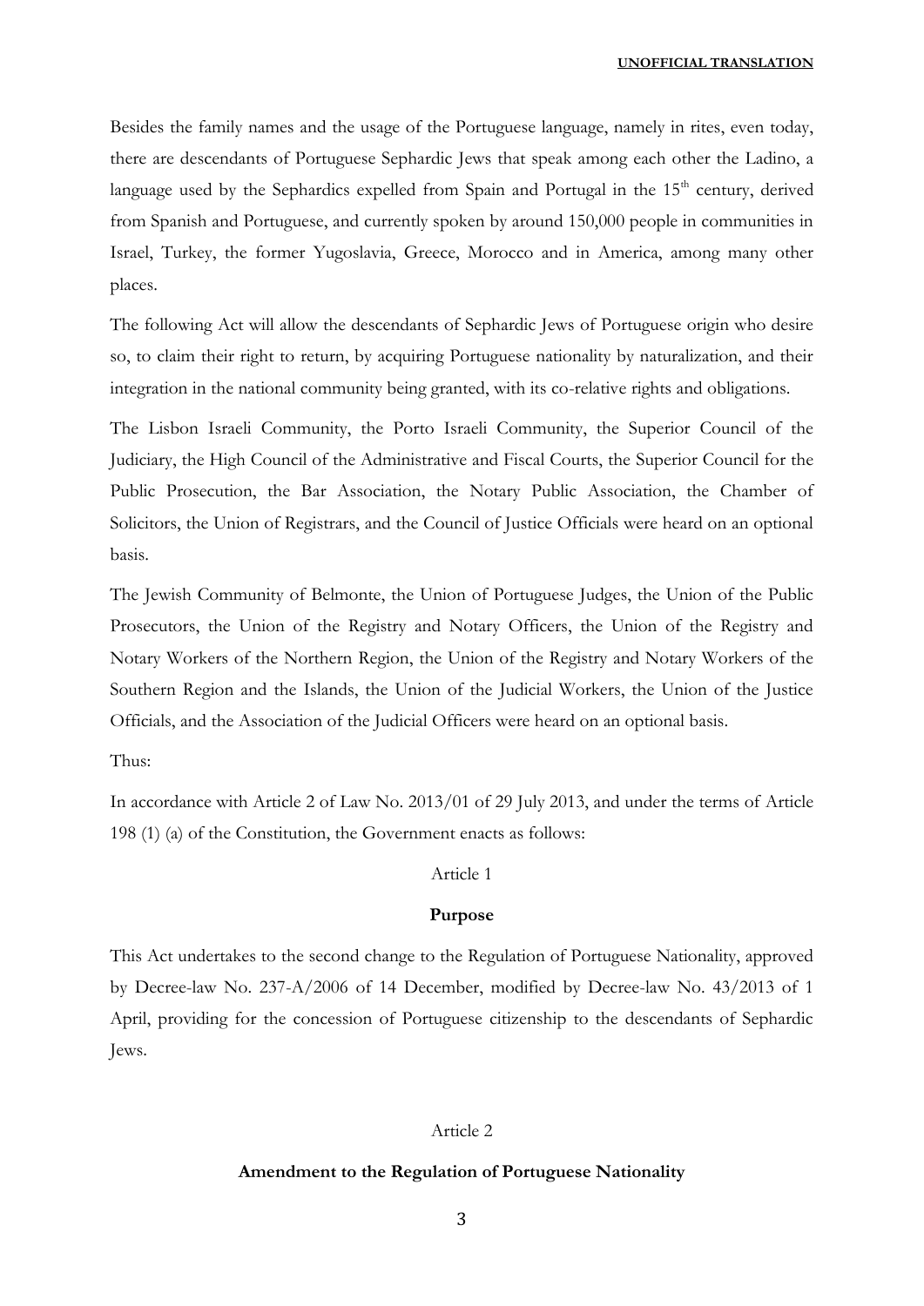Besides the family names and the usage of the Portuguese language, namely in rites, even today, there are descendants of Portuguese Sephardic Jews that speak among each other the Ladino, a language used by the Sephardics expelled from Spain and Portugal in the 15th century, derived from Spanish and Portuguese, and currently spoken by around 150,000 people in communities in Israel, Turkey, the former Yugoslavia, Greece, Morocco and in America, among many other places.

The following Act will allow the descendants of Sephardic Jews of Portuguese origin who desire so, to claim their right to return, by acquiring Portuguese nationality by naturalization, and their integration in the national community being granted, with its co-relative rights and obligations.

The Lisbon Israeli Community, the Porto Israeli Community, the Superior Council of the Judiciary, the High Council of the Administrative and Fiscal Courts, the Superior Council for the Public Prosecution, the Bar Association, the Notary Public Association, the Chamber of Solicitors, the Union of Registrars, and the Council of Justice Officials were heard on an optional basis.

The Jewish Community of Belmonte, the Union of Portuguese Judges, the Union of the Public Prosecutors, the Union of the Registry and Notary Officers, the Union of the Registry and Notary Workers of the Northern Region, the Union of the Registry and Notary Workers of the Southern Region and the Islands, the Union of the Judicial Workers, the Union of the Justice Officials, and the Association of the Judicial Officers were heard on an optional basis.

Thus:

In accordance with Article 2 of Law No. 2013/01 of 29 July 2013, and under the terms of Article 198 (1) (a) of the Constitution, the Government enacts as follows:

Article 1

**Purpose**

This Act undertakes to the second change to the Regulation of Portuguese Nationality, approved by Decree-law No. 237-A/2006 of 14 December, modified by Decree-law No. 43/2013 of 1 April, providing for the concession of Portuguese citizenship to the descendants of Sephardic Jews.

Article 2

**Amendment to the Regulation of Portuguese Nationality**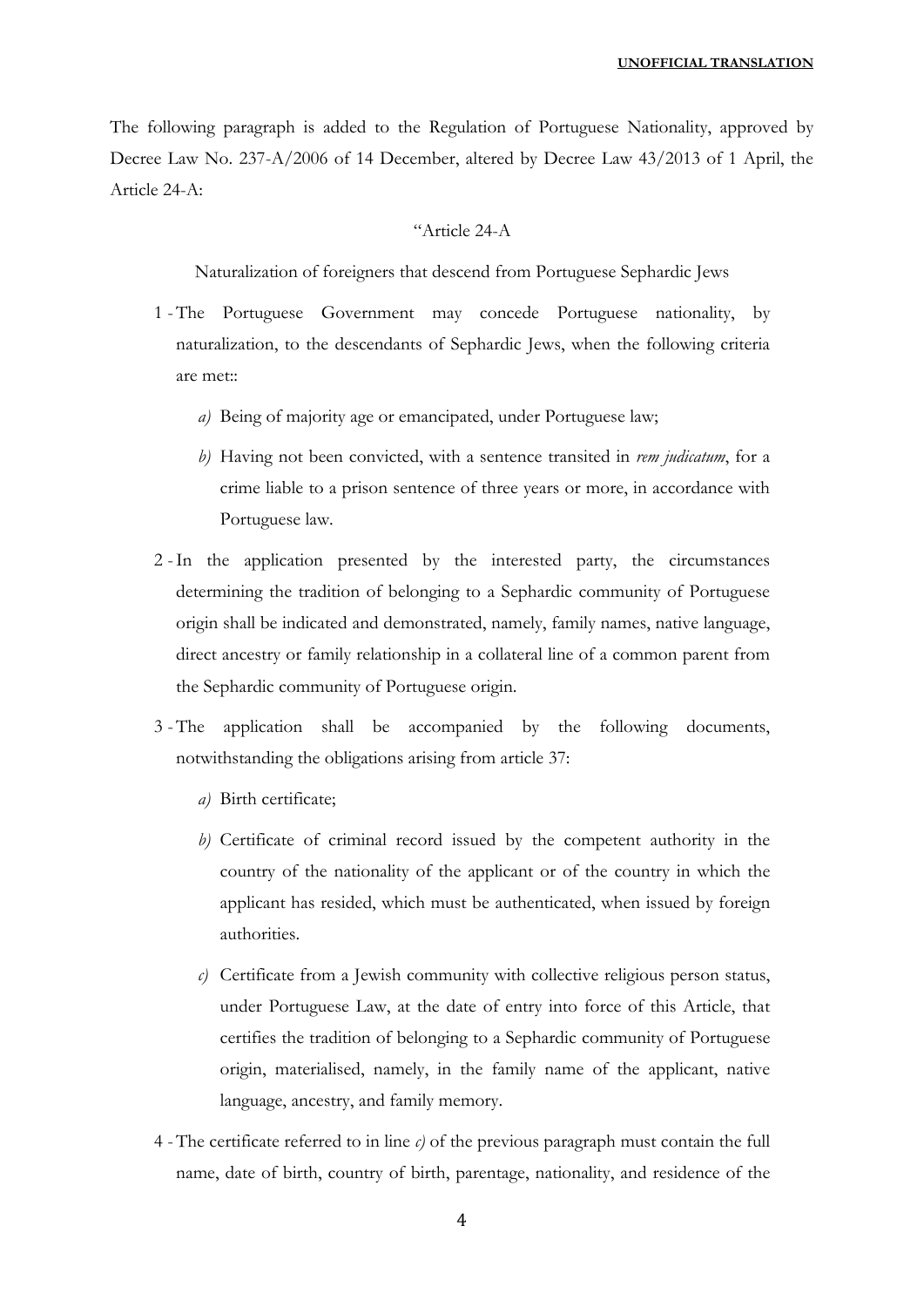The following paragraph is added to the Regulation of Portuguese Nationality, approved by Decree Law No. 237-A/2006 of 14 December, altered by Decree Law 43/2013 of 1 April, the Article 24-A:

"Article 24-A

Naturalization of foreigners that descend from Portuguese Sephardic Jews

1 - The Portuguese Government may concede Portuguese nationality, by naturalization, to the descendants of Sephardic Jews, when the following criteria are met::

   *a)* Being of majority age or emancipated, under Portuguese law;

   *b)* Having not been convicted, with a sentence transited in *rem judicatum*, for a crime liable to a prison sentence of three years or more, in accordance with Portuguese law.

2 - In the application presented by the interested party, the circumstances determining the tradition of belonging to a Sephardic community of Portuguese origin shall be indicated and demonstrated, namely, family names, native language, direct ancestry or family relationship in a collateral line of a common parent from the Sephardic community of Portuguese origin.

3 - The application shall be accompanied by the following documents, notwithstanding the obligations arising from article 37:

   *a)* Birth certificate;

   *b)* Certificate of criminal record issued by the competent authority in the country of the nationality of the applicant or of the country in which the applicant has resided, which must be authenticated, when issued by foreign authorities.

   *c)* Certificate from a Jewish community with collective religious person status, under Portuguese Law, at the date of entry into force of this Article, that certifies the tradition of belonging to a Sephardic community of Portuguese origin, materialised, namely, in the family name of the applicant, native language, ancestry, and family memory.

4 - The certificate referred to in line *c)* of the previous paragraph must contain the full name, date of birth, country of birth, parentage, nationality, and residence of the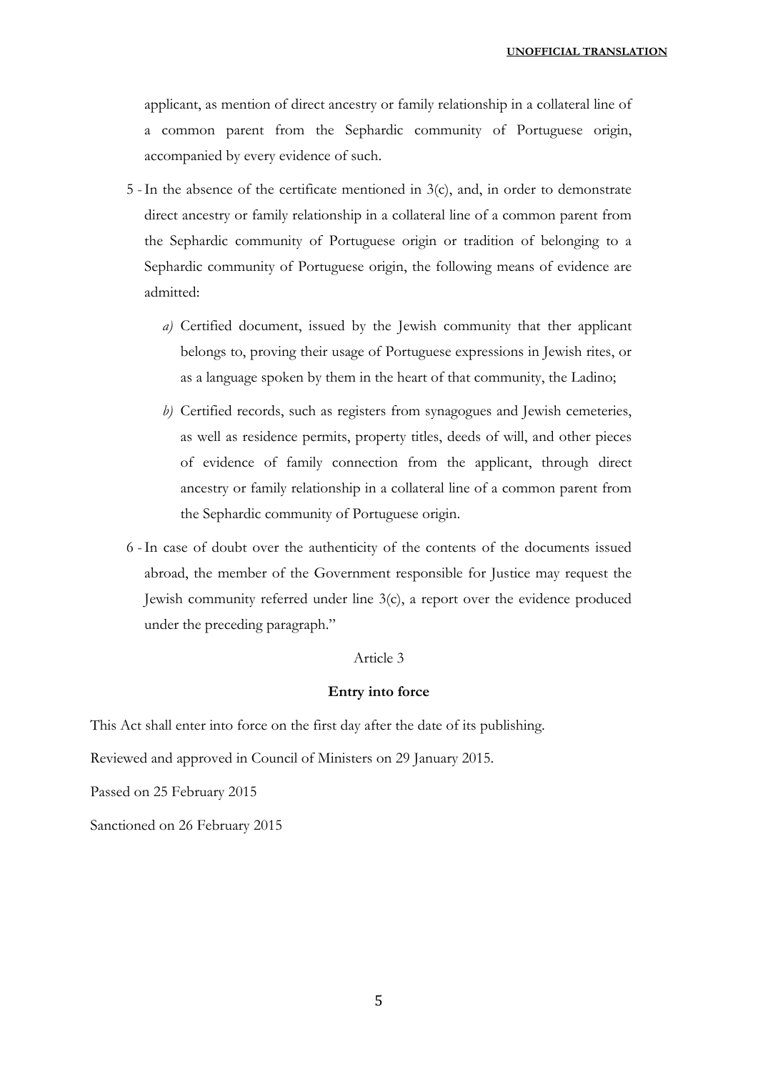applicant, as mention of direct ancestry or family relationship in a collateral line of a common parent from the Sephardic community of Portuguese origin, accompanied by every evidence of such.

5 - In the absence of the certificate mentioned in 3(c), and, in order to demonstrate direct ancestry or family relationship in a collateral line of a common parent from the Sephardic community of Portuguese origin or tradition of belonging to a Sephardic community of Portuguese origin, the following means of evidence are admitted:

*a)* Certified document, issued by the Jewish community that ther applicant belongs to, proving their usage of Portuguese expressions in Jewish rites, or as a language spoken by them in the heart of that community, the Ladino;

*b)* Certified records, such as registers from synagogues and Jewish cemeteries, as well as residence permits, property titles, deeds of will, and other pieces of evidence of family connection from the applicant, through direct ancestry or family relationship in a collateral line of a common parent from the Sephardic community of Portuguese origin.

6 - In case of doubt over the authenticity of the contents of the documents issued abroad, the member of the Government responsible for Justice may request the Jewish community referred under line 3(c), a report over the evidence produced under the preceding paragraph."

Article 3

**Entry into force**

This Act shall enter into force on the first day after the date of its publishing.

Reviewed and approved in Council of Ministers on 29 January 2015.

Passed on 25 February 2015

Sanctioned on 26 February 2015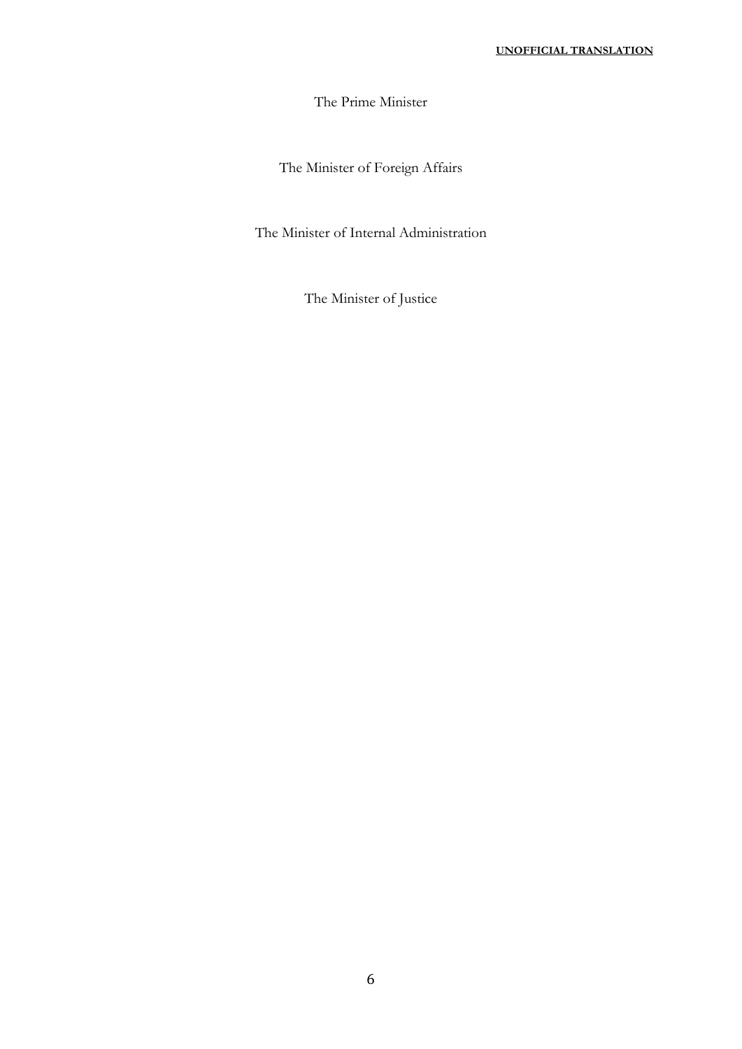**UNOFFICIAL TRANSLATION**

The Prime Minister

The Minister of Foreign Affairs

The Minister of Internal Administration

The Minister of Justice